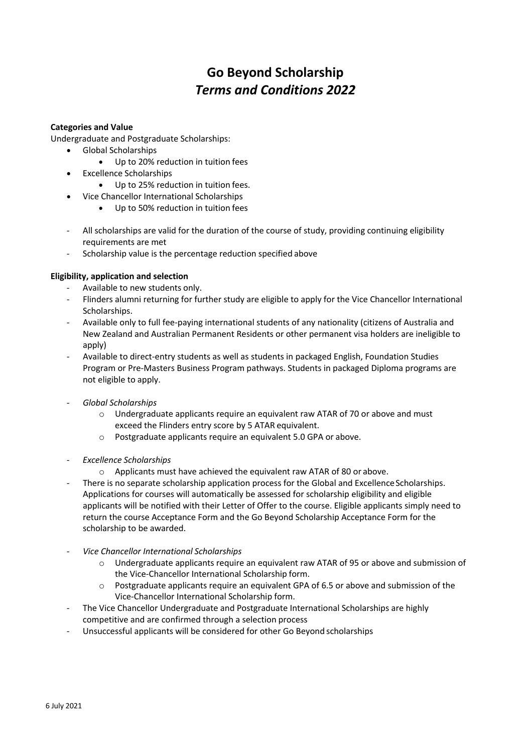# Go Beyond Scholarship
## *Terms and Conditions 2022*

**Categories and Value**

Undergraduate and Postgraduate Scholarships:

- Global Scholarships
  - Up to 20% reduction in tuition fees
- Excellence Scholarships
  - Up to 25% reduction in tuition fees.
- Vice Chancellor International Scholarships
  - Up to 50% reduction in tuition fees

- All scholarships are valid for the duration of the course of study, providing continuing eligibility requirements are met
- Scholarship value is the percentage reduction specified above

**Eligibility, application and selection**

- Available to new students only.
- Flinders alumni returning for further study are eligible to apply for the Vice Chancellor International Scholarships.
- Available only to full fee-paying international students of any nationality (citizens of Australia and New Zealand and Australian Permanent Residents or other permanent visa holders are ineligible to apply)
- Available to direct-entry students as well as students in packaged English, Foundation Studies Program or Pre-Masters Business Program pathways. Students in packaged Diploma programs are not eligible to apply.

- *Global Scholarships*
  - Undergraduate applicants require an equivalent raw ATAR of 70 or above and must exceed the Flinders entry score by 5 ATAR equivalent.
  - Postgraduate applicants require an equivalent 5.0 GPA or above.

- *Excellence Scholarships*
  - Applicants must have achieved the equivalent raw ATAR of 80 or above.
- There is no separate scholarship application process for the Global and Excellence Scholarships. Applications for courses will automatically be assessed for scholarship eligibility and eligible applicants will be notified with their Letter of Offer to the course. Eligible applicants simply need to return the course Acceptance Form and the Go Beyond Scholarship Acceptance Form for the scholarship to be awarded.

- *Vice Chancellor International Scholarships*
  - Undergraduate applicants require an equivalent raw ATAR of 95 or above and submission of the Vice-Chancellor International Scholarship form.
  - Postgraduate applicants require an equivalent GPA of 6.5 or above and submission of the Vice-Chancellor International Scholarship form.
- The Vice Chancellor Undergraduate and Postgraduate International Scholarships are highly competitive and are confirmed through a selection process
- Unsuccessful applicants will be considered for other Go Beyond scholarships

6 July 2021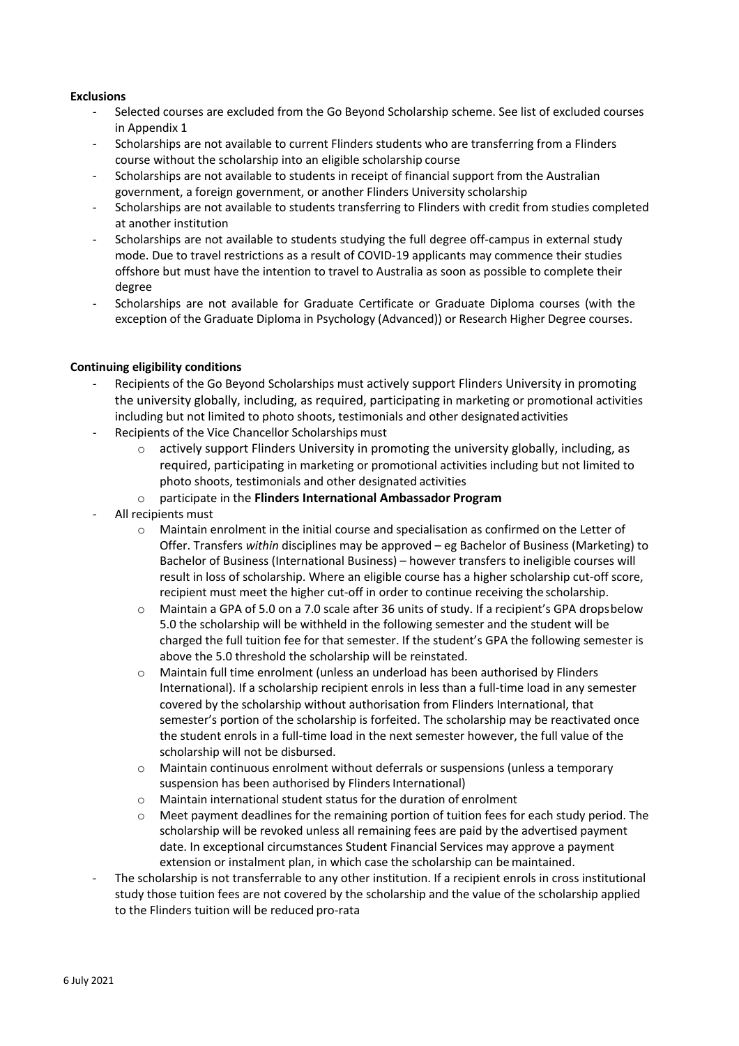**Exclusions**

- Selected courses are excluded from the Go Beyond Scholarship scheme. See list of excluded courses in Appendix 1
- Scholarships are not available to current Flinders students who are transferring from a Flinders course without the scholarship into an eligible scholarship course
- Scholarships are not available to students in receipt of financial support from the Australian government, a foreign government, or another Flinders University scholarship
- Scholarships are not available to students transferring to Flinders with credit from studies completed at another institution
- Scholarships are not available to students studying the full degree off-campus in external study mode. Due to travel restrictions as a result of COVID-19 applicants may commence their studies offshore but must have the intention to travel to Australia as soon as possible to complete their degree
- Scholarships are not available for Graduate Certificate or Graduate Diploma courses (with the exception of the Graduate Diploma in Psychology (Advanced)) or Research Higher Degree courses.

**Continuing eligibility conditions**

- Recipients of the Go Beyond Scholarships must actively support Flinders University in promoting the university globally, including, as required, participating in marketing or promotional activities including but not limited to photo shoots, testimonials and other designated activities
- Recipients of the Vice Chancellor Scholarships must
  - actively support Flinders University in promoting the university globally, including, as required, participating in marketing or promotional activities including but not limited to photo shoots, testimonials and other designated activities
  - participate in the **Flinders International Ambassador Program**
- All recipients must
  - Maintain enrolment in the initial course and specialisation as confirmed on the Letter of Offer. Transfers *within* disciplines may be approved – eg Bachelor of Business (Marketing) to Bachelor of Business (International Business) – however transfers to ineligible courses will result in loss of scholarship. Where an eligible course has a higher scholarship cut-off score, recipient must meet the higher cut-off in order to continue receiving the scholarship.
  - Maintain a GPA of 5.0 on a 7.0 scale after 36 units of study. If a recipient's GPA drops below 5.0 the scholarship will be withheld in the following semester and the student will be charged the full tuition fee for that semester. If the student's GPA the following semester is above the 5.0 threshold the scholarship will be reinstated.
  - Maintain full time enrolment (unless an underload has been authorised by Flinders International). If a scholarship recipient enrols in less than a full-time load in any semester covered by the scholarship without authorisation from Flinders International, that semester's portion of the scholarship is forfeited. The scholarship may be reactivated once the student enrols in a full-time load in the next semester however, the full value of the scholarship will not be disbursed.
  - Maintain continuous enrolment without deferrals or suspensions (unless a temporary suspension has been authorised by Flinders International)
  - Maintain international student status for the duration of enrolment
  - Meet payment deadlines for the remaining portion of tuition fees for each study period. The scholarship will be revoked unless all remaining fees are paid by the advertised payment date. In exceptional circumstances Student Financial Services may approve a payment extension or instalment plan, in which case the scholarship can be maintained.
- The scholarship is not transferrable to any other institution. If a recipient enrols in cross institutional study those tuition fees are not covered by the scholarship and the value of the scholarship applied to the Flinders tuition will be reduced pro-rata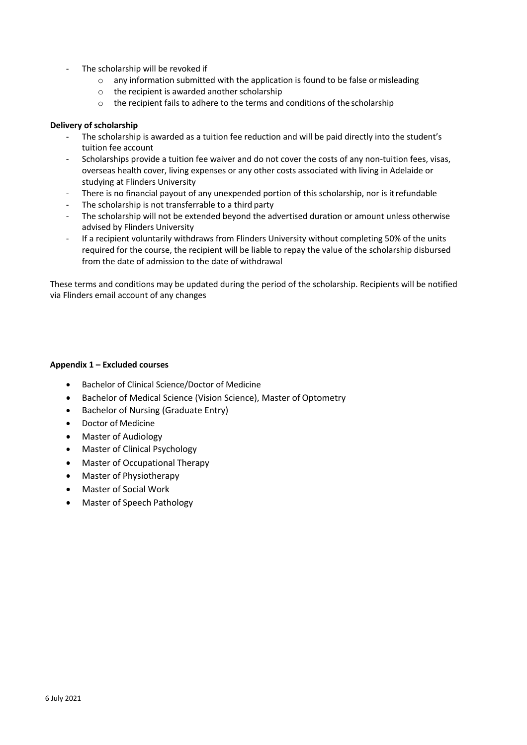- The scholarship will be revoked if
  - any information submitted with the application is found to be false or misleading
  - the recipient is awarded another scholarship
  - the recipient fails to adhere to the terms and conditions of the scholarship

**Delivery of scholarship**

- The scholarship is awarded as a tuition fee reduction and will be paid directly into the student's tuition fee account
- Scholarships provide a tuition fee waiver and do not cover the costs of any non-tuition fees, visas, overseas health cover, living expenses or any other costs associated with living in Adelaide or studying at Flinders University
- There is no financial payout of any unexpended portion of this scholarship, nor is it refundable
- The scholarship is not transferrable to a third party
- The scholarship will not be extended beyond the advertised duration or amount unless otherwise advised by Flinders University
- If a recipient voluntarily withdraws from Flinders University without completing 50% of the units required for the course, the recipient will be liable to repay the value of the scholarship disbursed from the date of admission to the date of withdrawal

These terms and conditions may be updated during the period of the scholarship. Recipients will be notified via Flinders email account of any changes

**Appendix 1 – Excluded courses**

- Bachelor of Clinical Science/Doctor of Medicine
- Bachelor of Medical Science (Vision Science), Master of Optometry
- Bachelor of Nursing (Graduate Entry)
- Doctor of Medicine
- Master of Audiology
- Master of Clinical Psychology
- Master of Occupational Therapy
- Master of Physiotherapy
- Master of Social Work
- Master of Speech Pathology

6 July 2021